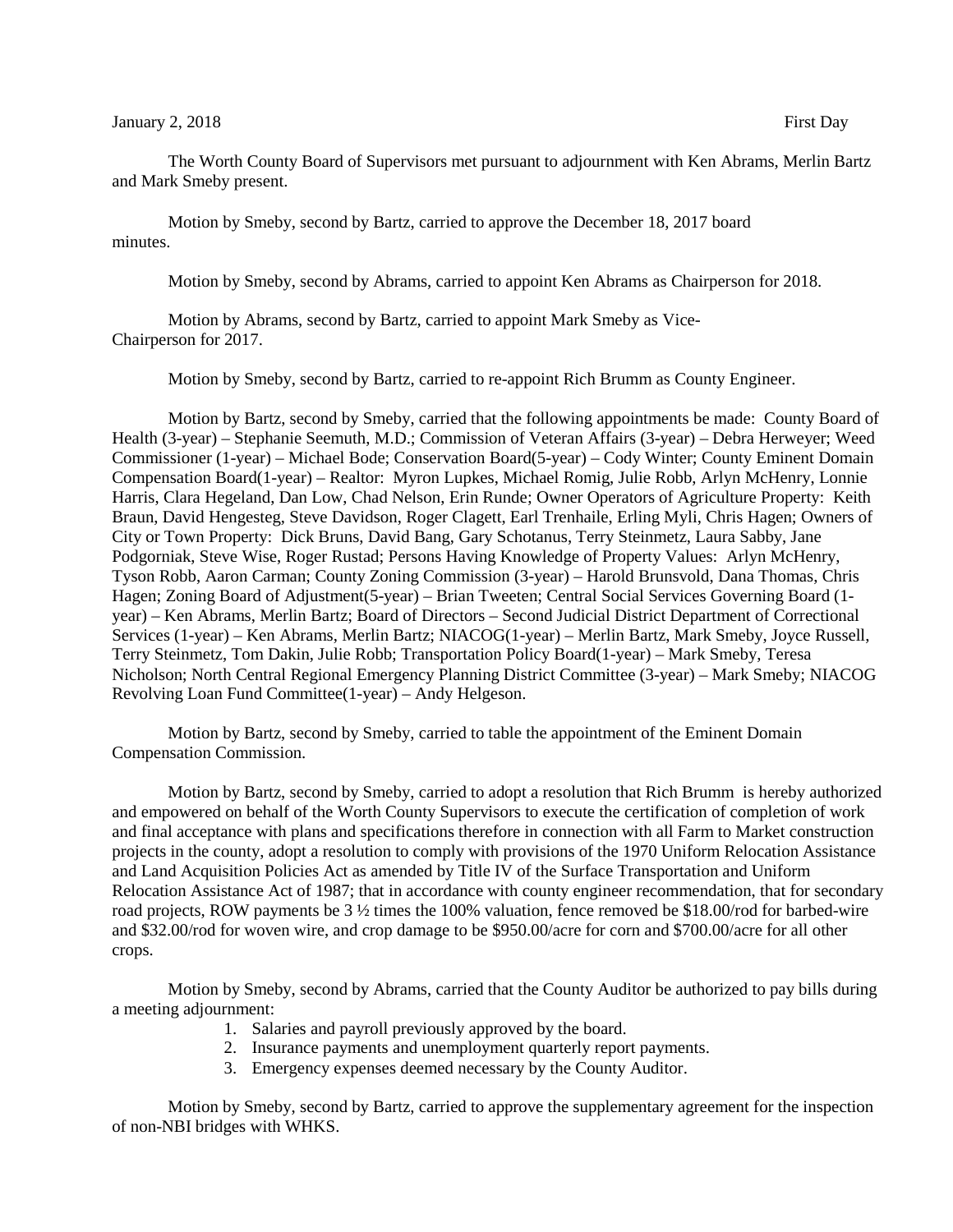January 2, 2018 First Day

The Worth County Board of Supervisors met pursuant to adjournment with Ken Abrams, Merlin Bartz and Mark Smeby present.

Motion by Smeby, second by Bartz, carried to approve the December 18, 2017 board minutes.

Motion by Smeby, second by Abrams, carried to appoint Ken Abrams as Chairperson for 2018.

Motion by Abrams, second by Bartz, carried to appoint Mark Smeby as Vice-Chairperson for 2017.

Motion by Smeby, second by Bartz, carried to re-appoint Rich Brumm as County Engineer.

Motion by Bartz, second by Smeby, carried that the following appointments be made: County Board of Health (3-year) – Stephanie Seemuth, M.D.; Commission of Veteran Affairs (3-year) – Debra Herweyer; Weed Commissioner (1-year) – Michael Bode; Conservation Board(5-year) – Cody Winter; County Eminent Domain Compensation Board(1-year) – Realtor: Myron Lupkes, Michael Romig, Julie Robb, Arlyn McHenry, Lonnie Harris, Clara Hegeland, Dan Low, Chad Nelson, Erin Runde; Owner Operators of Agriculture Property: Keith Braun, David Hengesteg, Steve Davidson, Roger Clagett, Earl Trenhaile, Erling Myli, Chris Hagen; Owners of City or Town Property: Dick Bruns, David Bang, Gary Schotanus, Terry Steinmetz, Laura Sabby, Jane Podgorniak, Steve Wise, Roger Rustad; Persons Having Knowledge of Property Values: Arlyn McHenry, Tyson Robb, Aaron Carman; County Zoning Commission (3-year) – Harold Brunsvold, Dana Thomas, Chris Hagen; Zoning Board of Adjustment(5-year) – Brian Tweeten; Central Social Services Governing Board (1-year) – Ken Abrams, Merlin Bartz; Board of Directors – Second Judicial District Department of Correctional Services (1-year) – Ken Abrams, Merlin Bartz; NIACOG(1-year) – Merlin Bartz, Mark Smeby, Joyce Russell, Terry Steinmetz, Tom Dakin, Julie Robb; Transportation Policy Board(1-year) – Mark Smeby, Teresa Nicholson; North Central Regional Emergency Planning District Committee (3-year) – Mark Smeby; NIACOG Revolving Loan Fund Committee(1-year) – Andy Helgeson.

Motion by Bartz, second by Smeby, carried to table the appointment of the Eminent Domain Compensation Commission.

Motion by Bartz, second by Smeby, carried to adopt a resolution that Rich Brumm is hereby authorized and empowered on behalf of the Worth County Supervisors to execute the certification of completion of work and final acceptance with plans and specifications therefore in connection with all Farm to Market construction projects in the county, adopt a resolution to comply with provisions of the 1970 Uniform Relocation Assistance and Land Acquisition Policies Act as amended by Title IV of the Surface Transportation and Uniform Relocation Assistance Act of 1987; that in accordance with county engineer recommendation, that for secondary road projects, ROW payments be 3 ½ times the 100% valuation, fence removed be $18.00/rod for barbed-wire and $32.00/rod for woven wire, and crop damage to be $950.00/acre for corn and $700.00/acre for all other crops.

Motion by Smeby, second by Abrams, carried that the County Auditor be authorized to pay bills during a meeting adjournment:

1. Salaries and payroll previously approved by the board.
2. Insurance payments and unemployment quarterly report payments.
3. Emergency expenses deemed necessary by the County Auditor.

Motion by Smeby, second by Bartz, carried to approve the supplementary agreement for the inspection of non-NBI bridges with WHKS.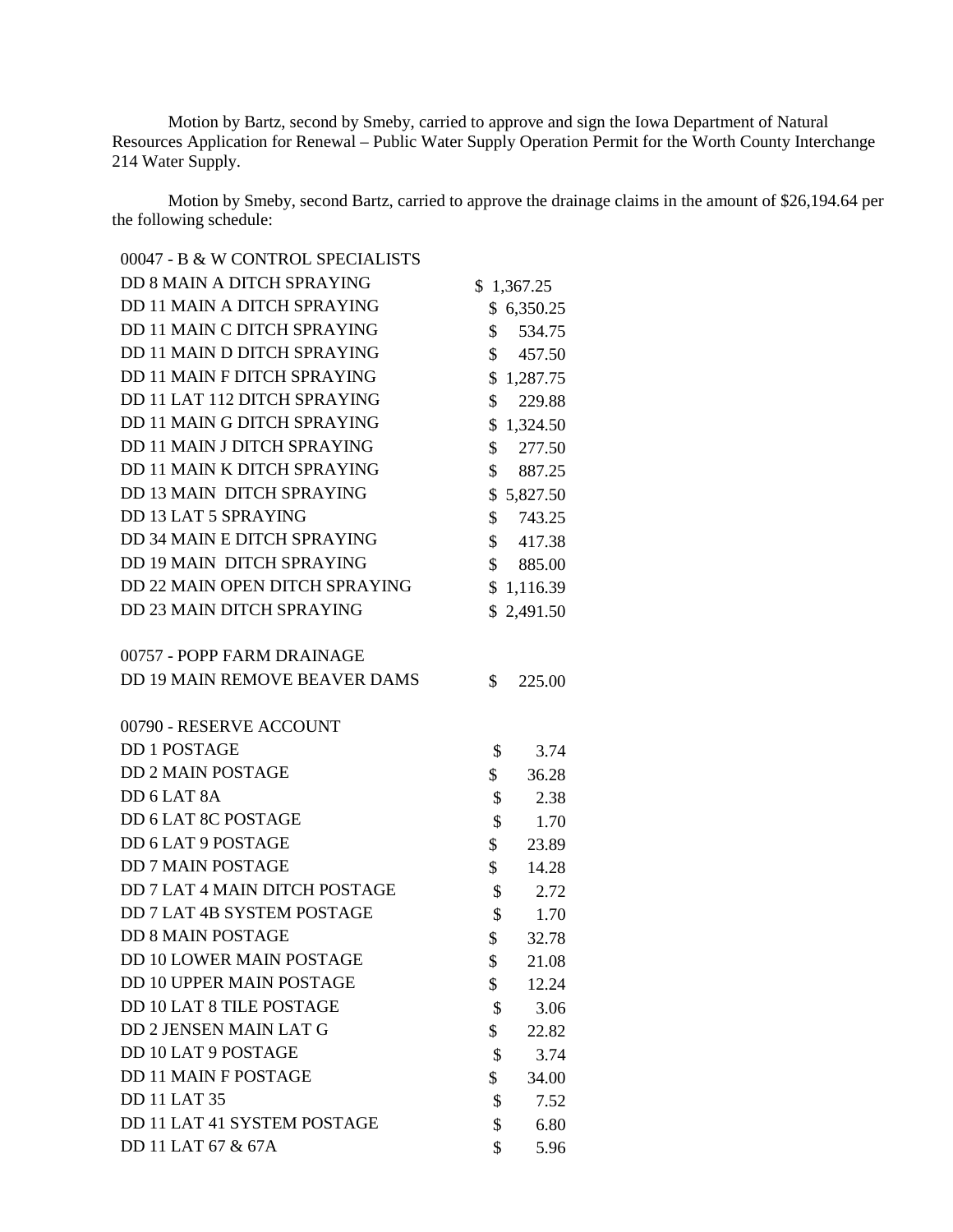Motion by Bartz, second by Smeby, carried to approve and sign the Iowa Department of Natural Resources Application for Renewal – Public Water Supply Operation Permit for the Worth County Interchange 214 Water Supply.

Motion by Smeby, second Bartz, carried to approve the drainage claims in the amount of $26,194.64 per the following schedule:

| | |
|---|---|
| 00047 - B & W CONTROL SPECIALISTS | |
| DD 8 MAIN A DITCH SPRAYING | $ 1,367.25 |
| DD 11 MAIN A DITCH SPRAYING | $ 6,350.25 |
| DD 11 MAIN C DITCH SPRAYING | $ 534.75 |
| DD 11 MAIN D DITCH SPRAYING | $ 457.50 |
| DD 11 MAIN F DITCH SPRAYING | $ 1,287.75 |
| DD 11 LAT 112 DITCH SPRAYING | $ 229.88 |
| DD 11 MAIN G DITCH SPRAYING | $ 1,324.50 |
| DD 11 MAIN J DITCH SPRAYING | $ 277.50 |
| DD 11 MAIN K DITCH SPRAYING | $ 887.25 |
| DD 13 MAIN DITCH SPRAYING | $ 5,827.50 |
| DD 13 LAT 5 SPRAYING | $ 743.25 |
| DD 34 MAIN E DITCH SPRAYING | $ 417.38 |
| DD 19 MAIN DITCH SPRAYING | $ 885.00 |
| DD 22 MAIN OPEN DITCH SPRAYING | $ 1,116.39 |
| DD 23 MAIN DITCH SPRAYING | $ 2,491.50 |
| | |
| 00757 - POPP FARM DRAINAGE | |
| DD 19 MAIN REMOVE BEAVER DAMS | $ 225.00 |
| | |
| 00790 - RESERVE ACCOUNT | |
| DD 1 POSTAGE | $ 3.74 |
| DD 2 MAIN POSTAGE | $ 36.28 |
| DD 6 LAT 8A | $ 2.38 |
| DD 6 LAT 8C POSTAGE | $ 1.70 |
| DD 6 LAT 9 POSTAGE | $ 23.89 |
| DD 7 MAIN POSTAGE | $ 14.28 |
| DD 7 LAT 4 MAIN DITCH POSTAGE | $ 2.72 |
| DD 7 LAT 4B SYSTEM POSTAGE | $ 1.70 |
| DD 8 MAIN POSTAGE | $ 32.78 |
| DD 10 LOWER MAIN POSTAGE | $ 21.08 |
| DD 10 UPPER MAIN POSTAGE | $ 12.24 |
| DD 10 LAT 8 TILE POSTAGE | $ 3.06 |
| DD 2 JENSEN MAIN LAT G | $ 22.82 |
| DD 10 LAT 9 POSTAGE | $ 3.74 |
| DD 11 MAIN F POSTAGE | $ 34.00 |
| DD 11 LAT 35 | $ 7.52 |
| DD 11 LAT 41 SYSTEM POSTAGE | $ 6.80 |
| DD 11 LAT 67 & 67A | $ 5.96 |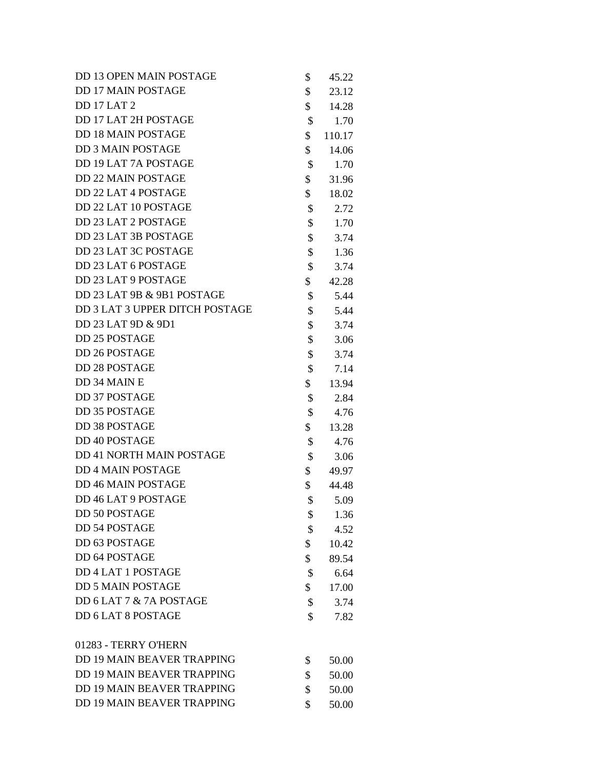| | | |
|---|---|---|
| DD 13 OPEN MAIN POSTAGE | $ | 45.22 |
| DD 17 MAIN POSTAGE | $ | 23.12 |
| DD 17 LAT 2 | $ | 14.28 |
| DD 17 LAT 2H POSTAGE | $ | 1.70 |
| DD 18 MAIN POSTAGE | $ | 110.17 |
| DD 3 MAIN POSTAGE | $ | 14.06 |
| DD 19 LAT 7A POSTAGE | $ | 1.70 |
| DD 22 MAIN POSTAGE | $ | 31.96 |
| DD 22 LAT 4 POSTAGE | $ | 18.02 |
| DD 22 LAT 10 POSTAGE | $ | 2.72 |
| DD 23 LAT 2 POSTAGE | $ | 1.70 |
| DD 23 LAT 3B POSTAGE | $ | 3.74 |
| DD 23 LAT 3C POSTAGE | $ | 1.36 |
| DD 23 LAT 6 POSTAGE | $ | 3.74 |
| DD 23 LAT 9 POSTAGE | $ | 42.28 |
| DD 23 LAT 9B & 9B1 POSTAGE | $ | 5.44 |
| DD 3 LAT 3 UPPER DITCH POSTAGE | $ | 5.44 |
| DD 23 LAT 9D & 9D1 | $ | 3.74 |
| DD 25 POSTAGE | $ | 3.06 |
| DD 26 POSTAGE | $ | 3.74 |
| DD 28 POSTAGE | $ | 7.14 |
| DD 34 MAIN E | $ | 13.94 |
| DD 37 POSTAGE | $ | 2.84 |
| DD 35 POSTAGE | $ | 4.76 |
| DD 38 POSTAGE | $ | 13.28 |
| DD 40 POSTAGE | $ | 4.76 |
| DD 41 NORTH MAIN POSTAGE | $ | 3.06 |
| DD 4 MAIN POSTAGE | $ | 49.97 |
| DD 46 MAIN POSTAGE | $ | 44.48 |
| DD 46 LAT 9 POSTAGE | $ | 5.09 |
| DD 50 POSTAGE | $ | 1.36 |
| DD 54 POSTAGE | $ | 4.52 |
| DD 63 POSTAGE | $ | 10.42 |
| DD 64 POSTAGE | $ | 89.54 |
| DD 4 LAT 1 POSTAGE | $ | 6.64 |
| DD 5 MAIN POSTAGE | $ | 17.00 |
| DD 6 LAT 7 & 7A POSTAGE | $ | 3.74 |
| DD 6 LAT 8 POSTAGE | $ | 7.82 |

01283 - TERRY O'HERN

| | | |
|---|---|---|
| DD 19 MAIN BEAVER TRAPPING | $ | 50.00 |
| DD 19 MAIN BEAVER TRAPPING | $ | 50.00 |
| DD 19 MAIN BEAVER TRAPPING | $ | 50.00 |
| DD 19 MAIN BEAVER TRAPPING | $ | 50.00 |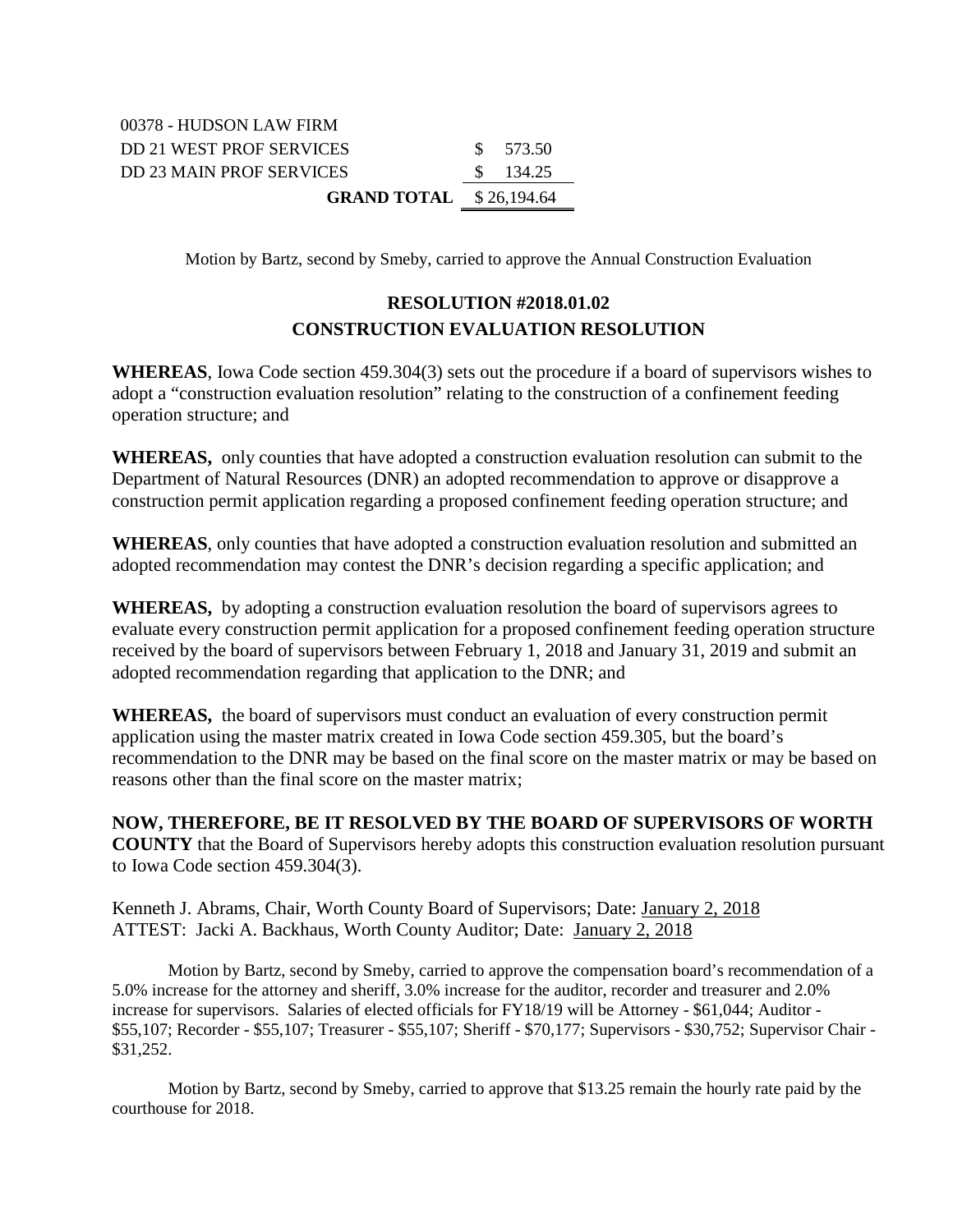| 00378 - HUDSON LAW FIRM | |
| --- | --- |
| DD 21 WEST PROF SERVICES | $ 573.50 |
| DD 23 MAIN PROF SERVICES | $ 134.25 |
| **GRAND TOTAL** | $ 26,194.64 |

Motion by Bartz, second by Smeby, carried to approve the Annual Construction Evaluation

## RESOLUTION #2018.01.02
## CONSTRUCTION EVALUATION RESOLUTION

**WHEREAS**, Iowa Code section 459.304(3) sets out the procedure if a board of supervisors wishes to adopt a "construction evaluation resolution" relating to the construction of a confinement feeding operation structure; and

**WHEREAS,** only counties that have adopted a construction evaluation resolution can submit to the Department of Natural Resources (DNR) an adopted recommendation to approve or disapprove a construction permit application regarding a proposed confinement feeding operation structure; and

**WHEREAS**, only counties that have adopted a construction evaluation resolution and submitted an adopted recommendation may contest the DNR's decision regarding a specific application; and

**WHEREAS,** by adopting a construction evaluation resolution the board of supervisors agrees to evaluate every construction permit application for a proposed confinement feeding operation structure received by the board of supervisors between February 1, 2018 and January 31, 2019 and submit an adopted recommendation regarding that application to the DNR; and

**WHEREAS,** the board of supervisors must conduct an evaluation of every construction permit application using the master matrix created in Iowa Code section 459.305, but the board's recommendation to the DNR may be based on the final score on the master matrix or may be based on reasons other than the final score on the master matrix;

**NOW, THEREFORE, BE IT RESOLVED BY THE BOARD OF SUPERVISORS OF WORTH COUNTY** that the Board of Supervisors hereby adopts this construction evaluation resolution pursuant to Iowa Code section 459.304(3).

Kenneth J. Abrams, Chair, Worth County Board of Supervisors; Date: January 2, 2018
ATTEST: Jacki A. Backhaus, Worth County Auditor; Date: January 2, 2018

Motion by Bartz, second by Smeby, carried to approve the compensation board's recommendation of a 5.0% increase for the attorney and sheriff, 3.0% increase for the auditor, recorder and treasurer and 2.0% increase for supervisors. Salaries of elected officials for FY18/19 will be Attorney - $61,044; Auditor - $55,107; Recorder - $55,107; Treasurer - $55,107; Sheriff - $70,177; Supervisors - $30,752; Supervisor Chair - $31,252.

Motion by Bartz, second by Smeby, carried to approve that $13.25 remain the hourly rate paid by the courthouse for 2018.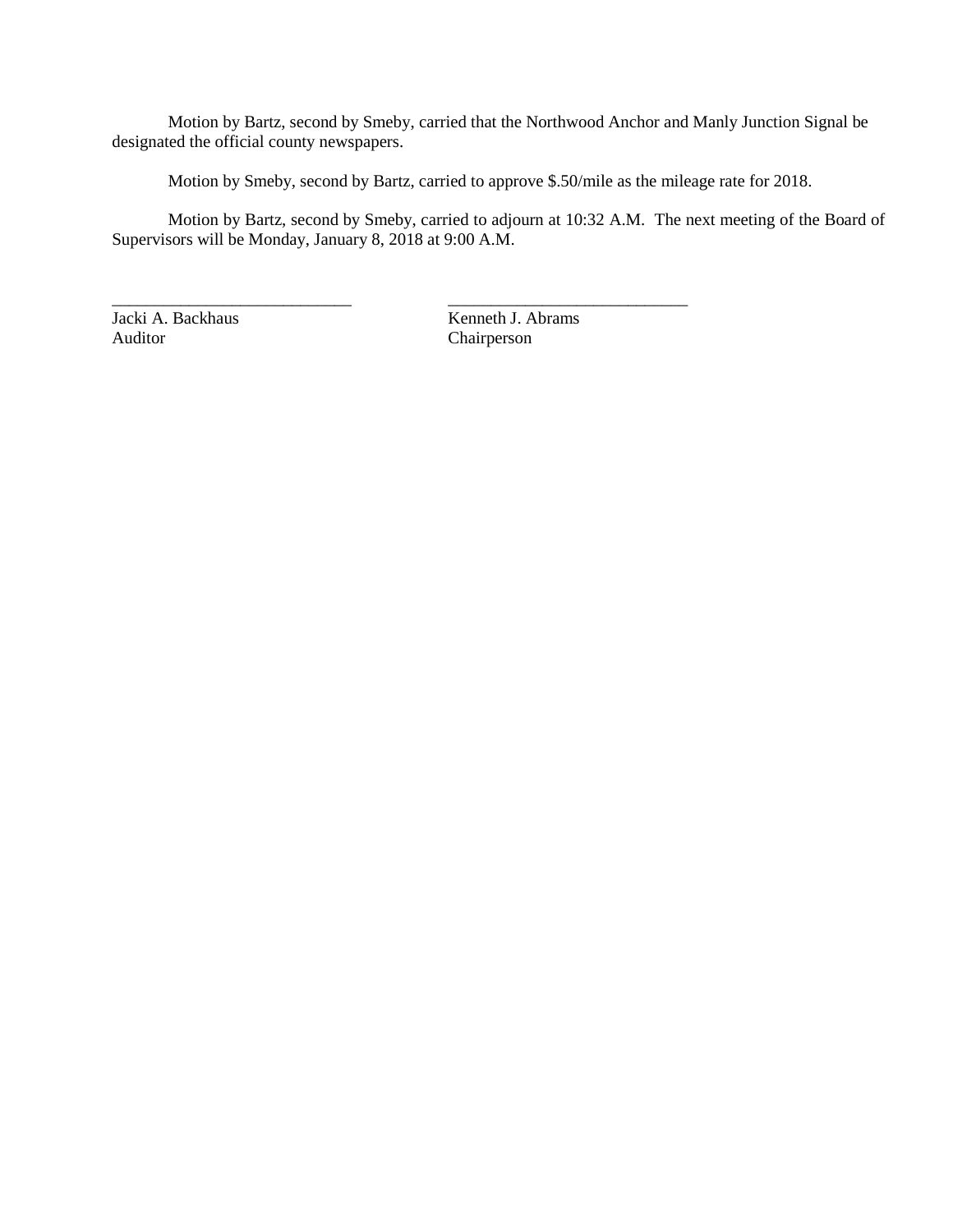Motion by Bartz, second by Smeby, carried that the Northwood Anchor and Manly Junction Signal be designated the official county newspapers.

Motion by Smeby, second by Bartz, carried to approve $.50/mile as the mileage rate for 2018.

Motion by Bartz, second by Smeby, carried to adjourn at 10:32 A.M. The next meeting of the Board of Supervisors will be Monday, January 8, 2018 at 9:00 A.M.

| | |
|---|---|
| _____________________________ | _____________________________ |
| Jacki A. Backhaus | Kenneth J. Abrams |
| Auditor | Chairperson |